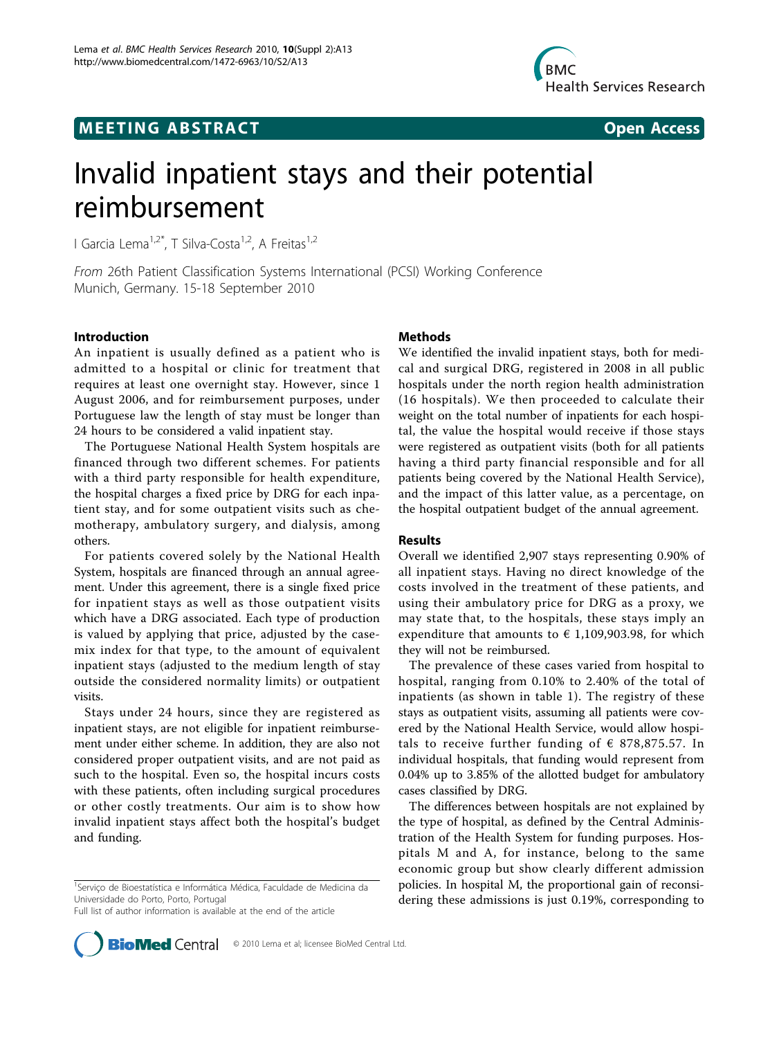MEETING ABSTRACT Open Access

# Invalid inpatient stays and their potential reimbursement

I Garcia Lema[1,2*], T Silva-Costa[1,2], A Freitas[1,2]

*From* 26th Patient Classification Systems International (PCSI) Working Conference
Munich, Germany. 15-18 September 2010

## Introduction

An inpatient is usually defined as a patient who is admitted to a hospital or clinic for treatment that requires at least one overnight stay. However, since 1 August 2006, and for reimbursement purposes, under Portuguese law the length of stay must be longer than 24 hours to be considered a valid inpatient stay.

The Portuguese National Health System hospitals are financed through two different schemes. For patients with a third party responsible for health expenditure, the hospital charges a fixed price by DRG for each inpatient stay, and for some outpatient visits such as chemotherapy, ambulatory surgery, and dialysis, among others.

For patients covered solely by the National Health System, hospitals are financed through an annual agreement. Under this agreement, there is a single fixed price for inpatient stays as well as those outpatient visits which have a DRG associated. Each type of production is valued by applying that price, adjusted by the casemix index for that type, to the amount of equivalent inpatient stays (adjusted to the medium length of stay outside the considered normality limits) or outpatient visits.

Stays under 24 hours, since they are registered as inpatient stays, are not eligible for inpatient reimbursement under either scheme. In addition, they are also not considered proper outpatient visits, and are not paid as such to the hospital. Even so, the hospital incurs costs with these patients, often including surgical procedures or other costly treatments. Our aim is to show how invalid inpatient stays affect both the hospital's budget and funding.

## Methods

We identified the invalid inpatient stays, both for medical and surgical DRG, registered in 2008 in all public hospitals under the north region health administration (16 hospitals). We then proceeded to calculate their weight on the total number of inpatients for each hospital, the value the hospital would receive if those stays were registered as outpatient visits (both for all patients having a third party financial responsible and for all patients being covered by the National Health Service), and the impact of this latter value, as a percentage, on the hospital outpatient budget of the annual agreement.

## Results

Overall we identified 2,907 stays representing 0.90% of all inpatient stays. Having no direct knowledge of the costs involved in the treatment of these patients, and using their ambulatory price for DRG as a proxy, we may state that, to the hospitals, these stays imply an expenditure that amounts to € 1,109,903.98, for which they will not be reimbursed.

The prevalence of these cases varied from hospital to hospital, ranging from 0.10% to 2.40% of the total of inpatients (as shown in table 1). The registry of these stays as outpatient visits, assuming all patients were covered by the National Health Service, would allow hospitals to receive further funding of € 878,875.57. In individual hospitals, that funding would represent from 0.04% up to 3.85% of the allotted budget for ambulatory cases classified by DRG.

The differences between hospitals are not explained by the type of hospital, as defined by the Central Administration of the Health System for funding purposes. Hospitals M and A, for instance, belong to the same economic group but show clearly different admission policies. In hospital M, the proportional gain of reconsidering these admissions is just 0.19%, corresponding to

[1]Serviço de Bioestatística e Informática Médica, Faculdade de Medicina da Universidade do Porto, Porto, Portugal
Full list of author information is available at the end of the article

© 2010 Lema et al; licensee BioMed Central Ltd.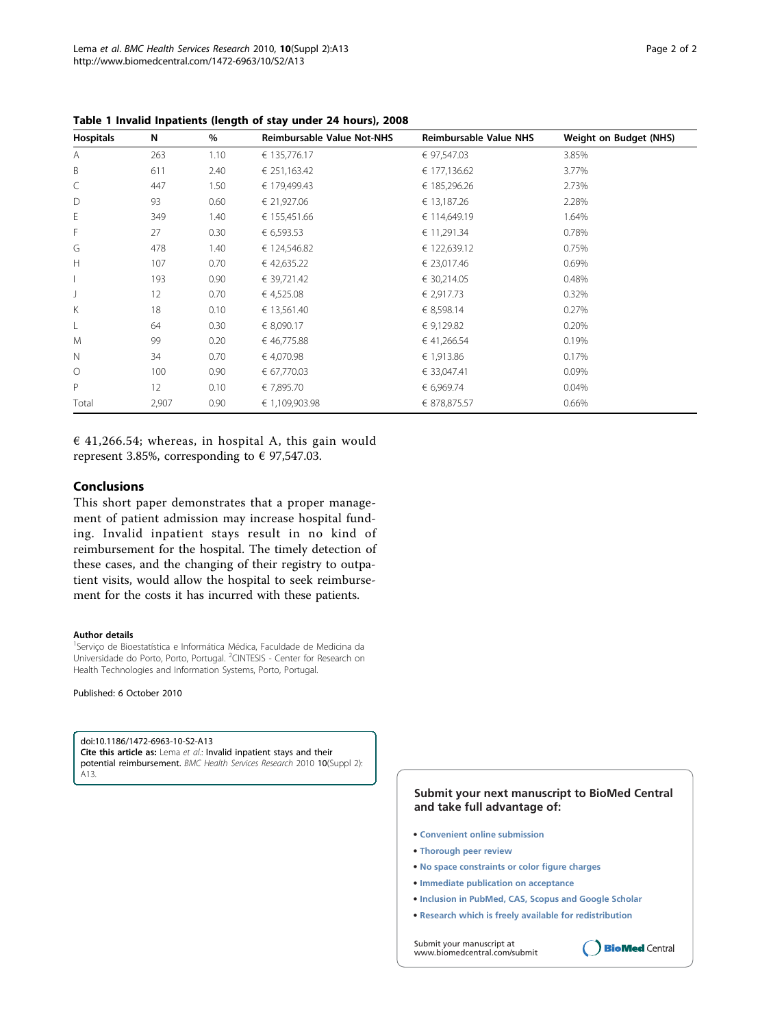**Table 1 Invalid Inpatients (length of stay under 24 hours), 2008**

| Hospitals | N | % | Reimbursable Value Not-NHS | Reimbursable Value NHS | Weight on Budget (NHS) |
|---|---|---|---|---|---|
| A | 263 | 1.10 | € 135,776.17 | € 97,547.03 | 3.85% |
| B | 611 | 2.40 | € 251,163.42 | € 177,136.62 | 3.77% |
| C | 447 | 1.50 | € 179,499.43 | € 185,296.26 | 2.73% |
| D | 93 | 0.60 | € 21,927.06 | € 13,187.26 | 2.28% |
| E | 349 | 1.40 | € 155,451.66 | € 114,649.19 | 1.64% |
| F | 27 | 0.30 | € 6,593.53 | € 11,291.34 | 0.78% |
| G | 478 | 1.40 | € 124,546.82 | € 122,639.12 | 0.75% |
| H | 107 | 0.70 | € 42,635.22 | € 23,017.46 | 0.69% |
| I | 193 | 0.90 | € 39,721.42 | € 30,214.05 | 0.48% |
| J | 12 | 0.70 | € 4,525.08 | € 2,917.73 | 0.32% |
| K | 18 | 0.10 | € 13,561.40 | € 8,598.14 | 0.27% |
| L | 64 | 0.30 | € 8,090.17 | € 9,129.82 | 0.20% |
| M | 99 | 0.20 | € 46,775.88 | € 41,266.54 | 0.19% |
| N | 34 | 0.70 | € 4,070.98 | € 1,913.86 | 0.17% |
| O | 100 | 0.90 | € 67,770.03 | € 33,047.41 | 0.09% |
| P | 12 | 0.10 | € 7,895.70 | € 6,969.74 | 0.04% |
| Total | 2,907 | 0.90 | € 1,109,903.98 | € 878,875.57 | 0.66% |

€ 41,266.54; whereas, in hospital A, this gain would represent 3.85%, corresponding to € 97,547.03.

## Conclusions

This short paper demonstrates that a proper management of patient admission may increase hospital funding. Invalid inpatient stays result in no kind of reimbursement for the hospital. The timely detection of these cases, and the changing of their registry to outpatient visits, would allow the hospital to seek reimbursement for the costs it has incurred with these patients.

#### Author details

[1]Serviço de Bioestatística e Informática Médica, Faculdade de Medicina da Universidade do Porto, Porto, Portugal. [2]CINTESIS - Center for Research on Health Technologies and Information Systems, Porto, Portugal.

Published: 6 October 2010

doi:10.1186/1472-6963-10-S2-A13

**Cite this article as:** Lema *et al.*: Invalid inpatient stays and their potential reimbursement. *BMC Health Services Research* 2010 **10**(Suppl 2): A13.

**Submit your next manuscript to BioMed Central and take full advantage of:**

- Convenient online submission
- Thorough peer review
- No space constraints or color figure charges
- Immediate publication on acceptance
- Inclusion in PubMed, CAS, Scopus and Google Scholar
- Research which is freely available for redistribution

Submit your manuscript at www.biomedcentral.com/submit

BioMed Central